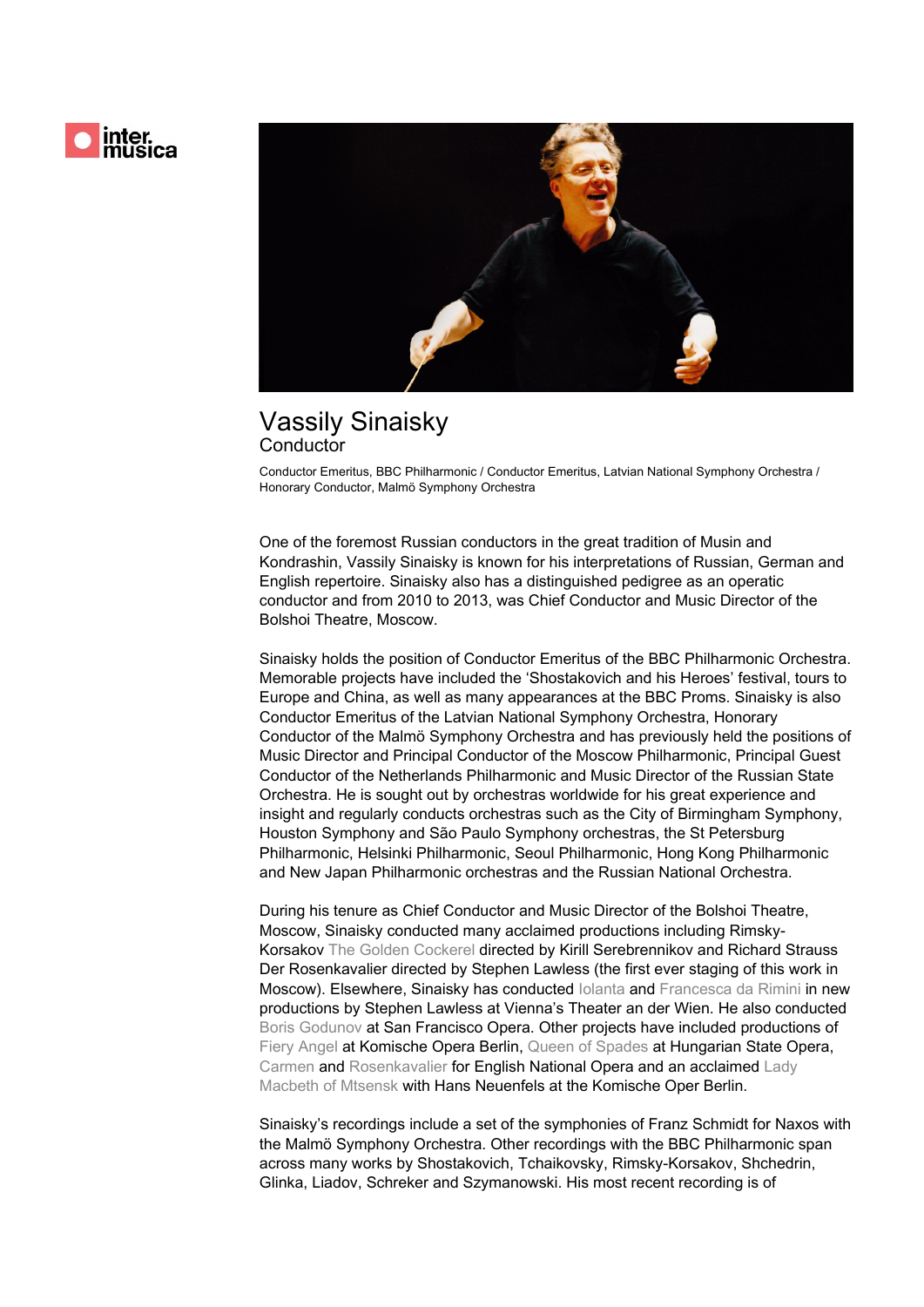# Vassily Sinaisky

## Conductor

Conductor Emeritus, BBC Philharmonic / Conductor Emeritus, Latvian National Symphony Orchestra / Honorary Conductor, Malmö Symphony Orchestra

One of the foremost Russian conductors in the great tradition of Musin and Kondrashin, Vassily Sinaisky is known for his interpretations of Russian, German and English repertoire. Sinaisky also has a distinguished pedigree as an operatic conductor and from 2010 to 2013, was Chief Conductor and Music Director of the Bolshoi Theatre, Moscow.

Sinaisky holds the position of Conductor Emeritus of the BBC Philharmonic Orchestra. Memorable projects have included the 'Shostakovich and his Heroes' festival, tours to Europe and China, as well as many appearances at the BBC Proms. Sinaisky is also Conductor Emeritus of the Latvian National Symphony Orchestra, Honorary Conductor of the Malmö Symphony Orchestra and has previously held the positions of Music Director and Principal Conductor of the Moscow Philharmonic, Principal Guest Conductor of the Netherlands Philharmonic and Music Director of the Russian State Orchestra. He is sought out by orchestras worldwide for his great experience and insight and regularly conducts orchestras such as the City of Birmingham Symphony, Houston Symphony and São Paulo Symphony orchestras, the St Petersburg Philharmonic, Helsinki Philharmonic, Seoul Philharmonic, Hong Kong Philharmonic and New Japan Philharmonic orchestras and the Russian National Orchestra.

During his tenure as Chief Conductor and Music Director of the Bolshoi Theatre, Moscow, Sinaisky conducted many acclaimed productions including Rimsky-Korsakov The Golden Cockerel directed by Kirill Serebrennikov and Richard Strauss Der Rosenkavalier directed by Stephen Lawless (the first ever staging of this work in Moscow). Elsewhere, Sinaisky has conducted Iolanta and Francesca da Rimini in new productions by Stephen Lawless at Vienna's Theater an der Wien. He also conducted Boris Godunov at San Francisco Opera. Other projects have included productions of Fiery Angel at Komische Opera Berlin, Queen of Spades at Hungarian State Opera, Carmen and Rosenkavalier for English National Opera and an acclaimed Lady Macbeth of Mtsensk with Hans Neuenfels at the Komische Oper Berlin.

Sinaisky's recordings include a set of the symphonies of Franz Schmidt for Naxos with the Malmö Symphony Orchestra. Other recordings with the BBC Philharmonic span across many works by Shostakovich, Tchaikovsky, Rimsky-Korsakov, Shchedrin, Glinka, Liadov, Schreker and Szymanowski. His most recent recording is of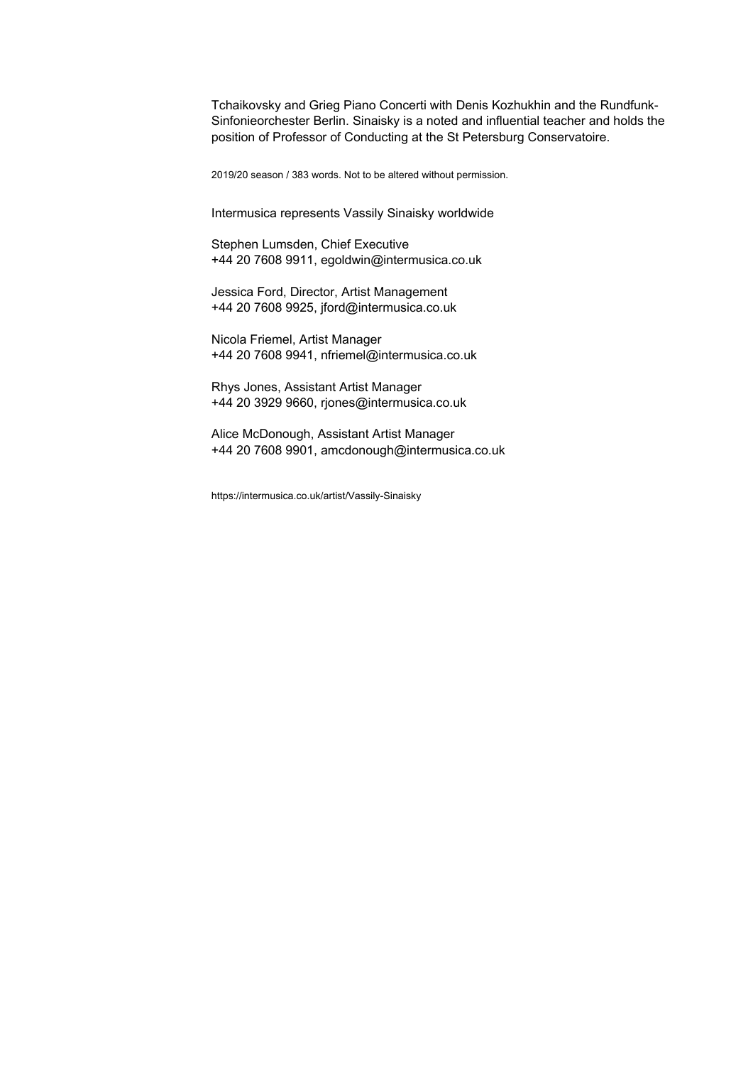Tchaikovsky and Grieg Piano Concerti with Denis Kozhukhin and the Rundfunk-Sinfonieorchester Berlin. Sinaisky is a noted and influential teacher and holds the position of Professor of Conducting at the St Petersburg Conservatoire.

2019/20 season / 383 words. Not to be altered without permission.

Intermusica represents Vassily Sinaisky worldwide

Stephen Lumsden, Chief Executive
+44 20 7608 9911, egoldwin@intermusica.co.uk

Jessica Ford, Director, Artist Management
+44 20 7608 9925, jford@intermusica.co.uk

Nicola Friemel, Artist Manager
+44 20 7608 9941, nfriemel@intermusica.co.uk

Rhys Jones, Assistant Artist Manager
+44 20 3929 9660, rjones@intermusica.co.uk

Alice McDonough, Assistant Artist Manager
+44 20 7608 9901, amcdonough@intermusica.co.uk

https://intermusica.co.uk/artist/Vassily-Sinaisky